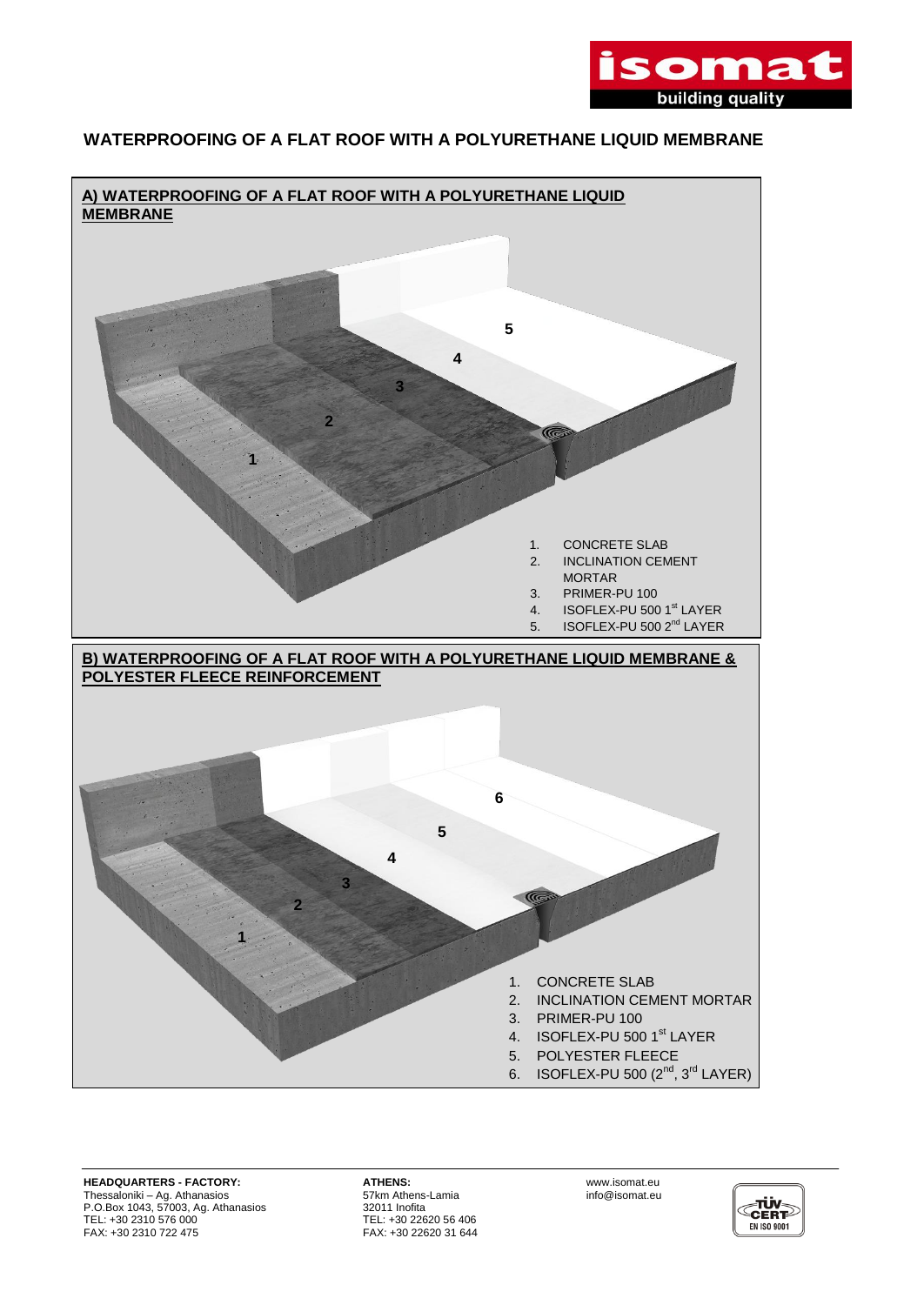# WATERPROOFING OF A FLAT ROOF WITH A POLYURETHANE LIQUID MEMBRANE

## A) WATERPROOFING OF A FLAT ROOF WITH A POLYURETHANE LIQUID MEMBRANE

1. CONCRETE SLAB
2. INCLINATION CEMENT MORTAR
3. PRIMER-PU 100
4. ISOFLEX-PU 500 1st LAYER
5. ISOFLEX-PU 500 2nd LAYER

## B) WATERPROOFING OF A FLAT ROOF WITH A POLYURETHANE LIQUID MEMBRANE & POLYESTER FLEECE REINFORCEMENT

1. CONCRETE SLAB
2. INCLINATION CEMENT MORTAR
3. PRIMER-PU 100
4. ISOFLEX-PU 500 1st LAYER
5. POLYESTER FLEECE
6. ISOFLEX-PU 500 (2nd, 3rd LAYER)

**HEADQUARTERS - FACTORY:**
Thessaloniki – Ag. Athanasios
P.O.Box 1043, 57003, Ag. Athanasios
TEL: +30 2310 576 000
FAX: +30 2310 722 475

**ATHENS:**
57km Athens-Lamia
32011 Inofita
TEL: +30 22620 56 406
FAX: +30 22620 31 644

www.isomat.eu
info@isomat.eu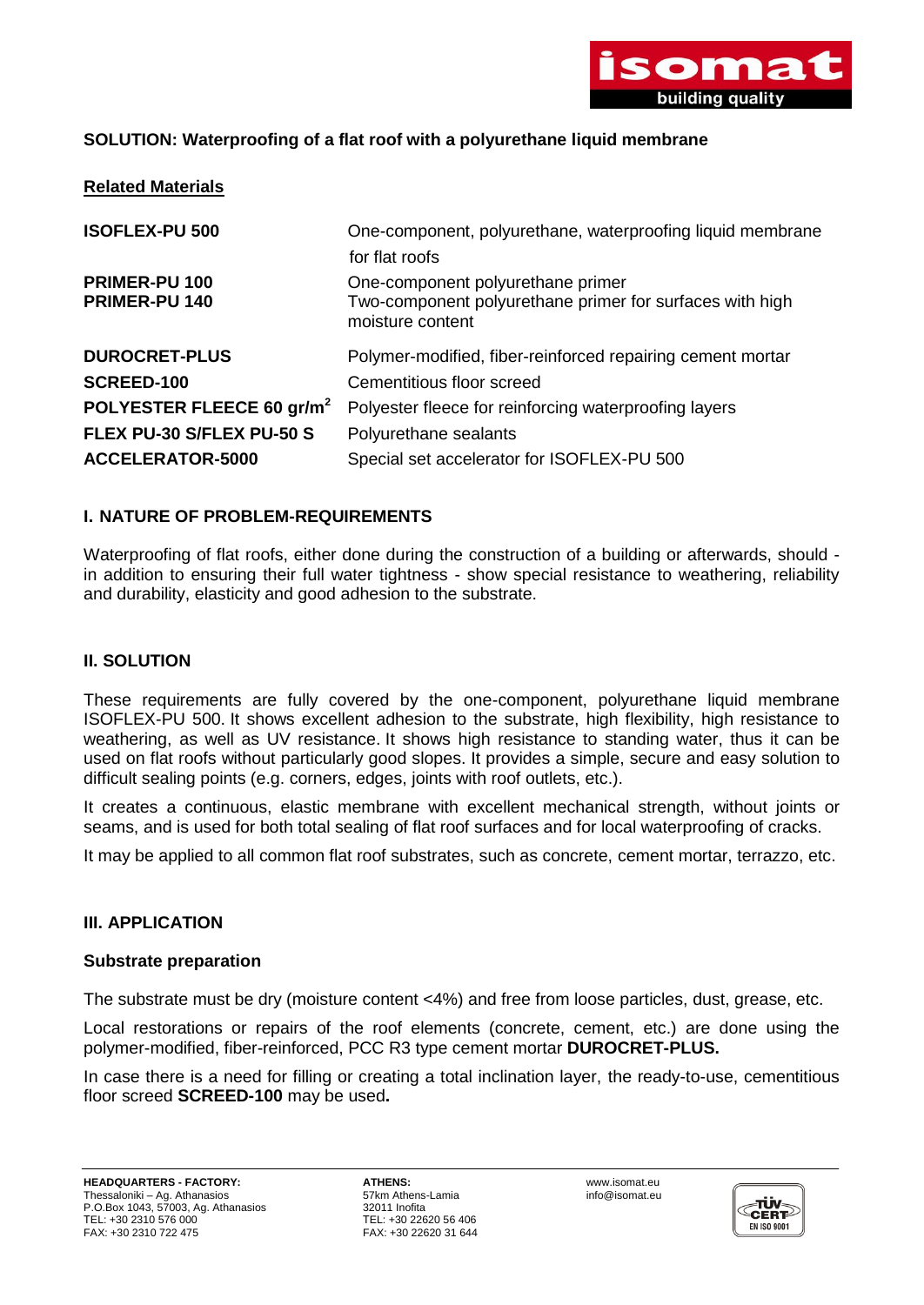## SOLUTION: Waterproofing of a flat roof with a polyurethane liquid membrane

**Related Materials**

| | |
|---|---|
| **ISOFLEX-PU 500** | One-component, polyurethane, waterproofing liquid membrane for flat roofs |
| **PRIMER-PU 100** | One-component polyurethane primer |
| **PRIMER-PU 140** | Two-component polyurethane primer for surfaces with high moisture content |
| **DUROCRET-PLUS** | Polymer-modified, fiber-reinforced repairing cement mortar |
| **SCREED-100** | Cementitious floor screed |
| **POLYESTER FLEECE 60 gr/m$^2$** | Polyester fleece for reinforcing waterproofing layers |
| **FLEX PU-30 S/FLEX PU-50 S** | Polyurethane sealants |
| **ACCELERATOR-5000** | Special set accelerator for ISOFLEX-PU 500 |

### I. NATURE OF PROBLEM-REQUIREMENTS

Waterproofing of flat roofs, either done during the construction of a building or afterwards, should - in addition to ensuring their full water tightness - show special resistance to weathering, reliability and durability, elasticity and good adhesion to the substrate.

### II. SOLUTION

These requirements are fully covered by the one-component, polyurethane liquid membrane ISOFLEX-PU 500. It shows excellent adhesion to the substrate, high flexibility, high resistance to weathering, as well as UV resistance. It shows high resistance to standing water, thus it can be used on flat roofs without particularly good slopes. It provides a simple, secure and easy solution to difficult sealing points (e.g. corners, edges, joints with roof outlets, etc.).

It creates a continuous, elastic membrane with excellent mechanical strength, without joints or seams, and is used for both total sealing of flat roof surfaces and for local waterproofing of cracks.

It may be applied to all common flat roof substrates, such as concrete, cement mortar, terrazzo, etc.

### III. APPLICATION

#### Substrate preparation

The substrate must be dry (moisture content <4%) and free from loose particles, dust, grease, etc.

Local restorations or repairs of the roof elements (concrete, cement, etc.) are done using the polymer-modified, fiber-reinforced, PCC R3 type cement mortar **DUROCRET-PLUS.**

In case there is a need for filling or creating a total inclination layer, the ready-to-use, cementitious floor screed **SCREED-100** may be used**.**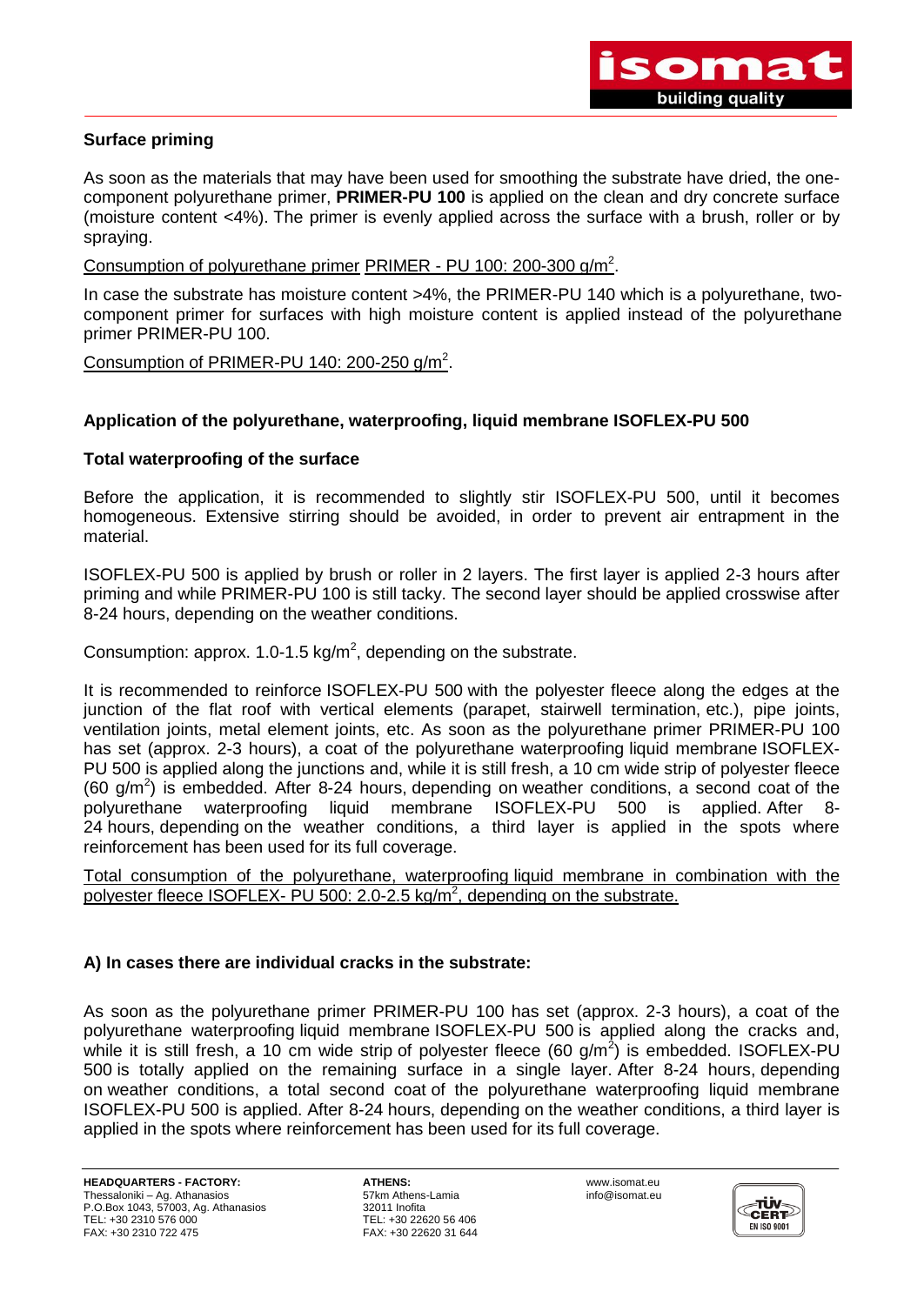## Surface priming

As soon as the materials that may have been used for smoothing the substrate have dried, the one-component polyurethane primer, **PRIMER-PU 100** is applied on the clean and dry concrete surface (moisture content <4%). The primer is evenly applied across the surface with a brush, roller or by spraying.

Consumption of polyurethane primer PRIMER - PU 100: 200-300 g/m$^2$.

In case the substrate has moisture content >4%, the PRIMER-PU 140 which is a polyurethane, two-component primer for surfaces with high moisture content is applied instead of the polyurethane primer PRIMER-PU 100.

Consumption of PRIMER-PU 140: 200-250 g/m$^2$.

## Application of the polyurethane, waterproofing, liquid membrane ISOFLEX-PU 500

### Total waterproofing of the surface

Before the application, it is recommended to slightly stir ISOFLEX-PU 500, until it becomes homogeneous. Extensive stirring should be avoided, in order to prevent air entrapment in the material.

ISOFLEX-PU 500 is applied by brush or roller in 2 layers. The first layer is applied 2-3 hours after priming and while PRIMER-PU 100 is still tacky. The second layer should be applied crosswise after 8-24 hours, depending on the weather conditions.

Consumption: approx. 1.0-1.5 kg/m$^2$, depending on the substrate.

It is recommended to reinforce ISOFLEX-PU 500 with the polyester fleece along the edges at the junction of the flat roof with vertical elements (parapet, stairwell termination, etc.), pipe joints, ventilation joints, metal element joints, etc. As soon as the polyurethane primer PRIMER-PU 100 has set (approx. 2-3 hours), a coat of the polyurethane waterproofing liquid membrane ISOFLEX-PU 500 is applied along the junctions and, while it is still fresh, a 10 cm wide strip of polyester fleece (60 g/m$^2$) is embedded. After 8-24 hours, depending on weather conditions, a second coat of the polyurethane waterproofing liquid membrane ISOFLEX-PU 500 is applied. After 8-24 hours, depending on the weather conditions, a third layer is applied in the spots where reinforcement has been used for its full coverage.

Total consumption of the polyurethane, waterproofing liquid membrane in combination with the polyester fleece ISOFLEX- PU 500: 2.0-2.5 kg/m$^2$, depending on the substrate.

### A) In cases there are individual cracks in the substrate:

As soon as the polyurethane primer PRIMER-PU 100 has set (approx. 2-3 hours), a coat of the polyurethane waterproofing liquid membrane ISOFLEX-PU 500 is applied along the cracks and, while it is still fresh, a 10 cm wide strip of polyester fleece (60 g/m$^2$) is embedded. ISOFLEX-PU 500 is totally applied on the remaining surface in a single layer. After 8-24 hours, depending on weather conditions, a total second coat of the polyurethane waterproofing liquid membrane ISOFLEX-PU 500 is applied. After 8-24 hours, depending on the weather conditions, a third layer is applied in the spots where reinforcement has been used for its full coverage.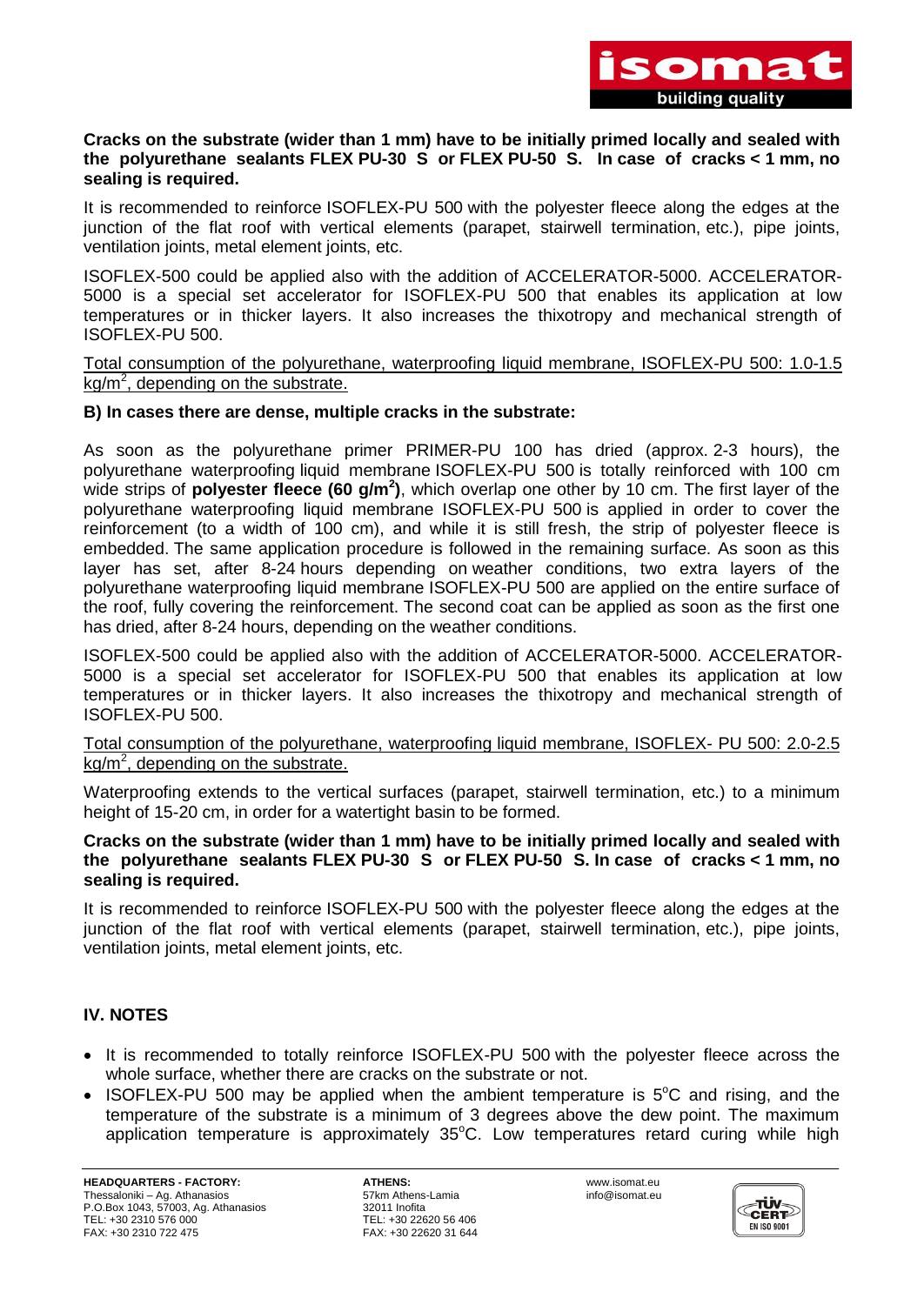**Cracks on the substrate (wider than 1 mm) have to be initially primed locally and sealed with the polyurethane sealants FLEX PU-30 S or FLEX PU-50 S. In case of cracks < 1 mm, no sealing is required.**

It is recommended to reinforce ISOFLEX-PU 500 with the polyester fleece along the edges at the junction of the flat roof with vertical elements (parapet, stairwell termination, etc.), pipe joints, ventilation joints, metal element joints, etc.

ISOFLEX-500 could be applied also with the addition of ACCELERATOR-5000. ACCELERATOR-5000 is a special set accelerator for ISOFLEX-PU 500 that enables its application at low temperatures or in thicker layers. It also increases the thixotropy and mechanical strength of ISOFLEX-PU 500.

<u>Total consumption of the polyurethane, waterproofing liquid membrane, ISOFLEX-PU 500: 1.0-1.5 kg/m$^2$, depending on the substrate.</u>

**B) In cases there are dense, multiple cracks in the substrate:**

As soon as the polyurethane primer PRIMER-PU 100 has dried (approx. 2-3 hours), the polyurethane waterproofing liquid membrane ISOFLEX-PU 500 is totally reinforced with 100 cm wide strips of **polyester fleece (60 g/m$^2$)**, which overlap one other by 10 cm. The first layer of the polyurethane waterproofing liquid membrane ISOFLEX-PU 500 is applied in order to cover the reinforcement (to a width of 100 cm), and while it is still fresh, the strip of polyester fleece is embedded. The same application procedure is followed in the remaining surface. As soon as this layer has set, after 8-24 hours depending on weather conditions, two extra layers of the polyurethane waterproofing liquid membrane ISOFLEX-PU 500 are applied on the entire surface of the roof, fully covering the reinforcement. The second coat can be applied as soon as the first one has dried, after 8-24 hours, depending on the weather conditions.

ISOFLEX-500 could be applied also with the addition of ACCELERATOR-5000. ACCELERATOR-5000 is a special set accelerator for ISOFLEX-PU 500 that enables its application at low temperatures or in thicker layers. It also increases the thixotropy and mechanical strength of ISOFLEX-PU 500.

<u>Total consumption of the polyurethane, waterproofing liquid membrane, ISOFLEX- PU 500: 2.0-2.5 kg/m$^2$, depending on the substrate.</u>

Waterproofing extends to the vertical surfaces (parapet, stairwell termination, etc.) to a minimum height of 15-20 cm, in order for a watertight basin to be formed.

**Cracks on the substrate (wider than 1 mm) have to be initially primed locally and sealed with the polyurethane sealants FLEX PU-30 S or FLEX PU-50 S. In case of cracks < 1 mm, no sealing is required.**

It is recommended to reinforce ISOFLEX-PU 500 with the polyester fleece along the edges at the junction of the flat roof with vertical elements (parapet, stairwell termination, etc.), pipe joints, ventilation joints, metal element joints, etc.

## IV. NOTES

- It is recommended to totally reinforce ISOFLEX-PU 500 with the polyester fleece across the whole surface, whether there are cracks on the substrate or not.
- ISOFLEX-PU 500 may be applied when the ambient temperature is 5°C and rising, and the temperature of the substrate is a minimum of 3 degrees above the dew point. The maximum application temperature is approximately 35°C. Low temperatures retard curing while high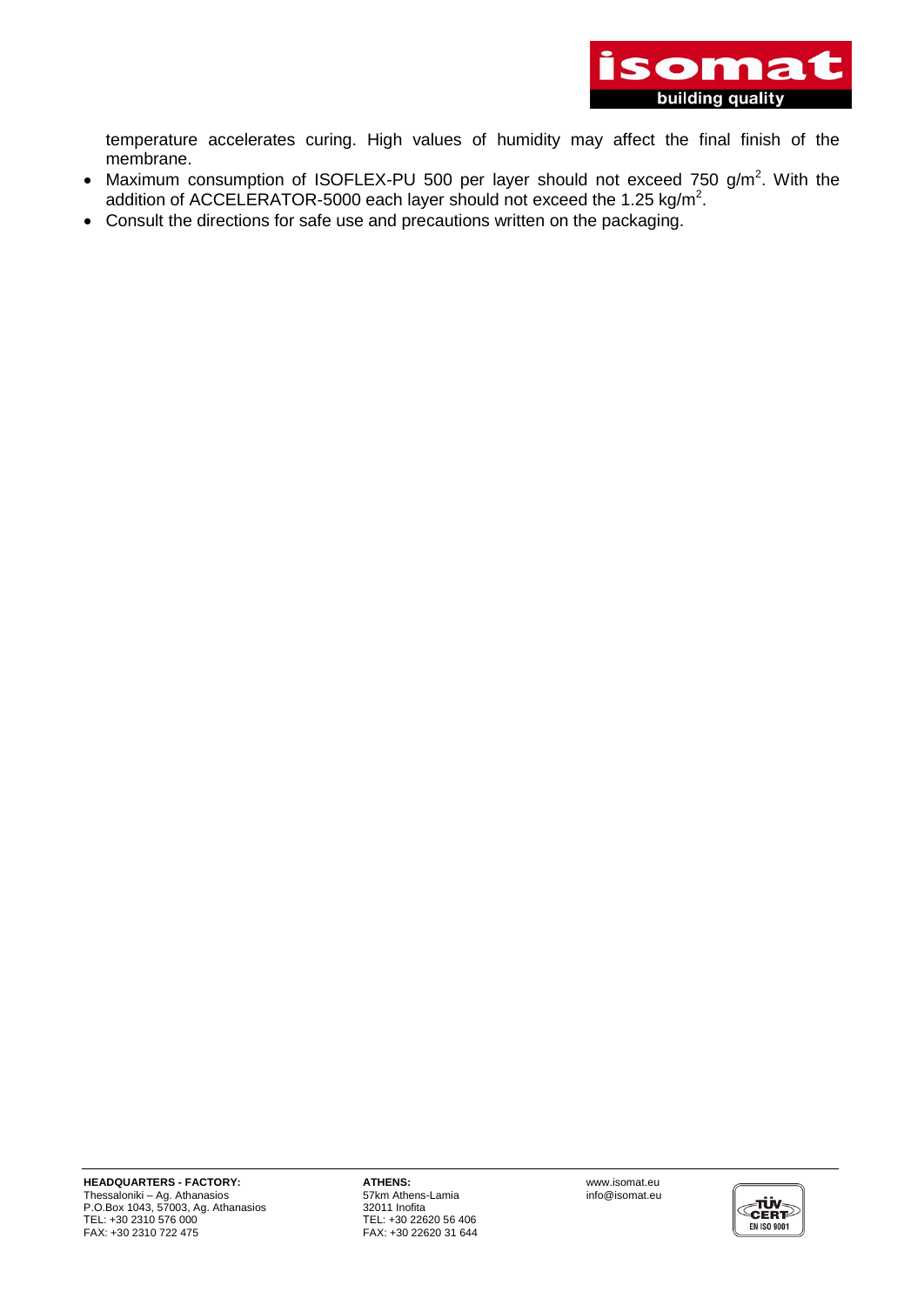temperature accelerates curing. High values of humidity may affect the final finish of the membrane.

- Maximum consumption of ISOFLEX-PU 500 per layer should not exceed 750 g/$m^2$. With the addition of ACCELERATOR-5000 each layer should not exceed the 1.25 kg/$m^2$.
- Consult the directions for safe use and precautions written on the packaging.